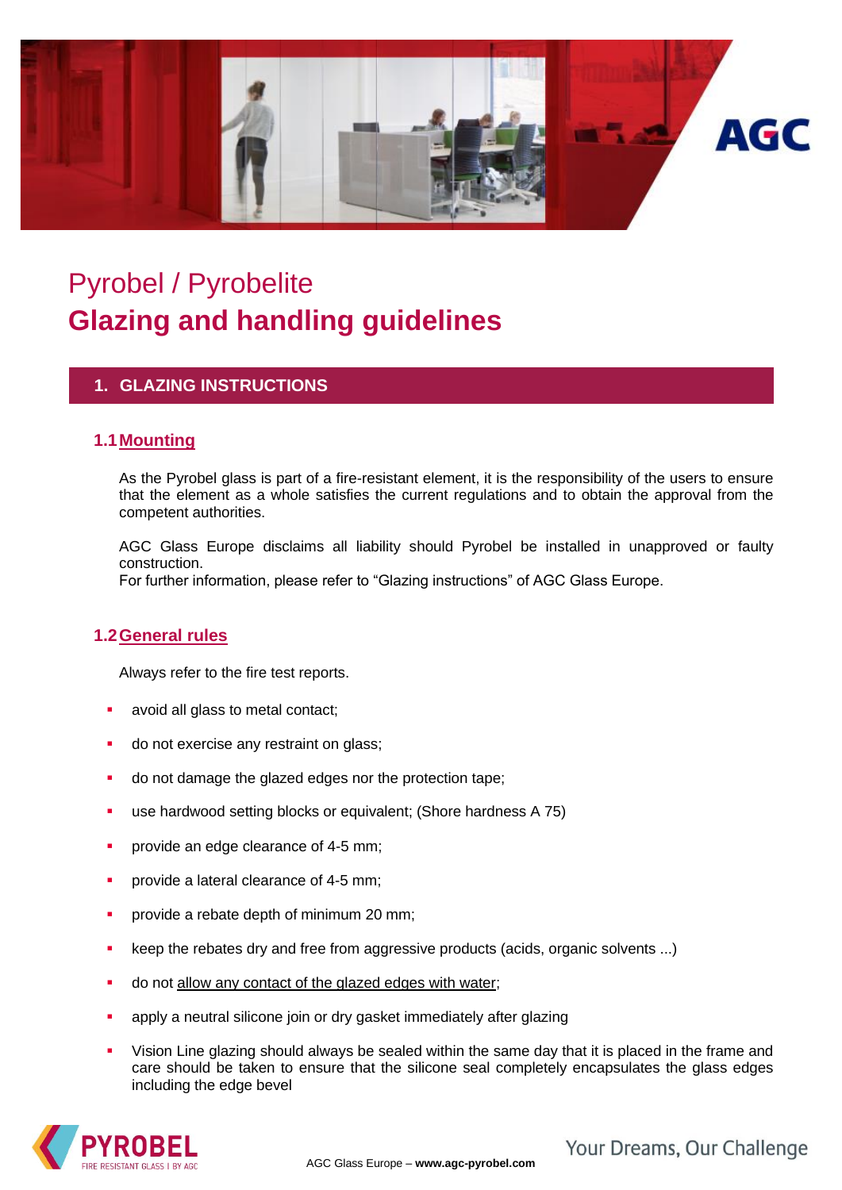# Pyrobel / Pyrobelite
# Glazing and handling guidelines

## 1. GLAZING INSTRUCTIONS

### 1.1 Mounting

As the Pyrobel glass is part of a fire-resistant element, it is the responsibility of the users to ensure that the element as a whole satisfies the current regulations and to obtain the approval from the competent authorities.

AGC Glass Europe disclaims all liability should Pyrobel be installed in unapproved or faulty construction.
For further information, please refer to "Glazing instructions" of AGC Glass Europe.

### 1.2 General rules

Always refer to the fire test reports.

- avoid all glass to metal contact;
- do not exercise any restraint on glass;
- do not damage the glazed edges nor the protection tape;
- use hardwood setting blocks or equivalent; (Shore hardness A 75)
- provide an edge clearance of 4-5 mm;
- provide a lateral clearance of 4-5 mm;
- provide a rebate depth of minimum 20 mm;
- keep the rebates dry and free from aggressive products (acids, organic solvents ...)
- do not allow any contact of the glazed edges with water;
- apply a neutral silicone join or dry gasket immediately after glazing
- Vision Line glazing should always be sealed within the same day that it is placed in the frame and care should be taken to ensure that the silicone seal completely encapsulates the glass edges including the edge bevel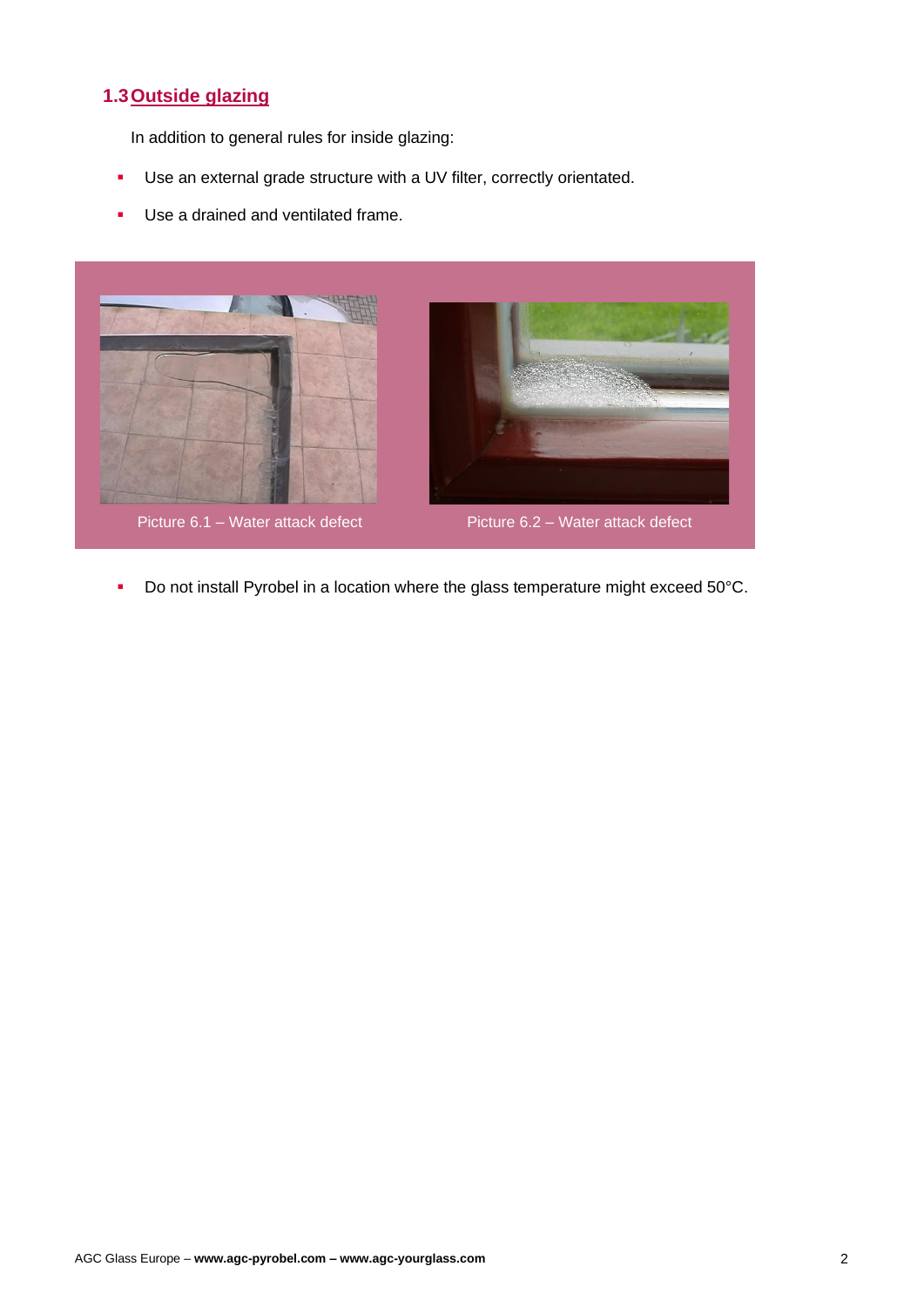## 1.3 Outside glazing

In addition to general rules for inside glazing:

- Use an external grade structure with a UV filter, correctly orientated.
- Use a drained and ventilated frame.

Picture 6.1 – Water attack defect

Picture 6.2 – Water attack defect

- Do not install Pyrobel in a location where the glass temperature might exceed 50°C.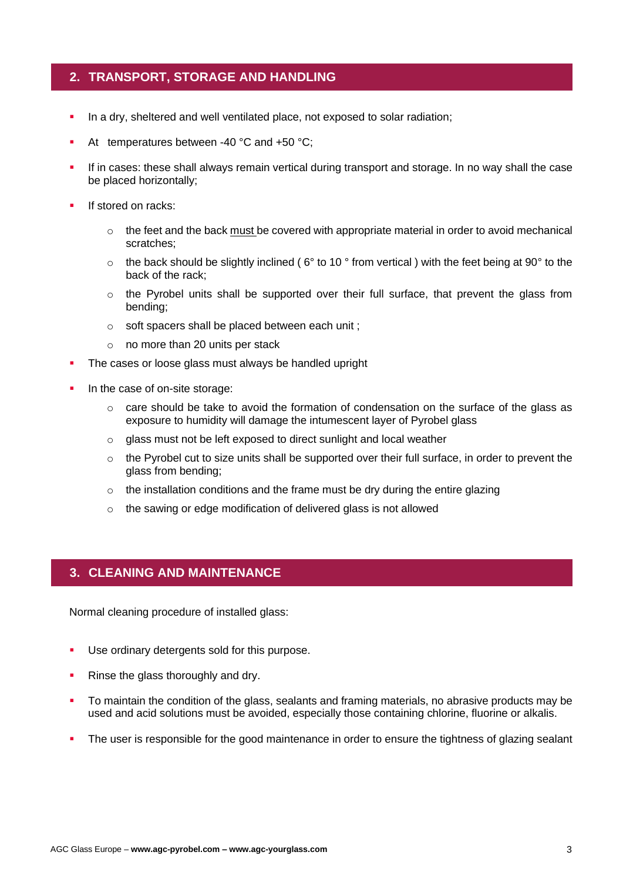## 2. TRANSPORT, STORAGE AND HANDLING

- In a dry, sheltered and well ventilated place, not exposed to solar radiation;
- At temperatures between -40 °C and +50 °C;
- If in cases: these shall always remain vertical during transport and storage. In no way shall the case be placed horizontally;
- If stored on racks:
  - the feet and the back must be covered with appropriate material in order to avoid mechanical scratches;
  - the back should be slightly inclined ( 6° to 10 ° from vertical ) with the feet being at 90° to the back of the rack;
  - the Pyrobel units shall be supported over their full surface, that prevent the glass from bending;
  - soft spacers shall be placed between each unit ;
  - no more than 20 units per stack
- The cases or loose glass must always be handled upright
- In the case of on-site storage:
  - care should be take to avoid the formation of condensation on the surface of the glass as exposure to humidity will damage the intumescent layer of Pyrobel glass
  - glass must not be left exposed to direct sunlight and local weather
  - the Pyrobel cut to size units shall be supported over their full surface, in order to prevent the glass from bending;
  - the installation conditions and the frame must be dry during the entire glazing
  - the sawing or edge modification of delivered glass is not allowed

## 3. CLEANING AND MAINTENANCE

Normal cleaning procedure of installed glass:

- Use ordinary detergents sold for this purpose.
- Rinse the glass thoroughly and dry.
- To maintain the condition of the glass, sealants and framing materials, no abrasive products may be used and acid solutions must be avoided, especially those containing chlorine, fluorine or alkalis.
- The user is responsible for the good maintenance in order to ensure the tightness of glazing sealant

AGC Glass Europe – **www.agc-pyrobel.com – www.agc-yourglass.com**